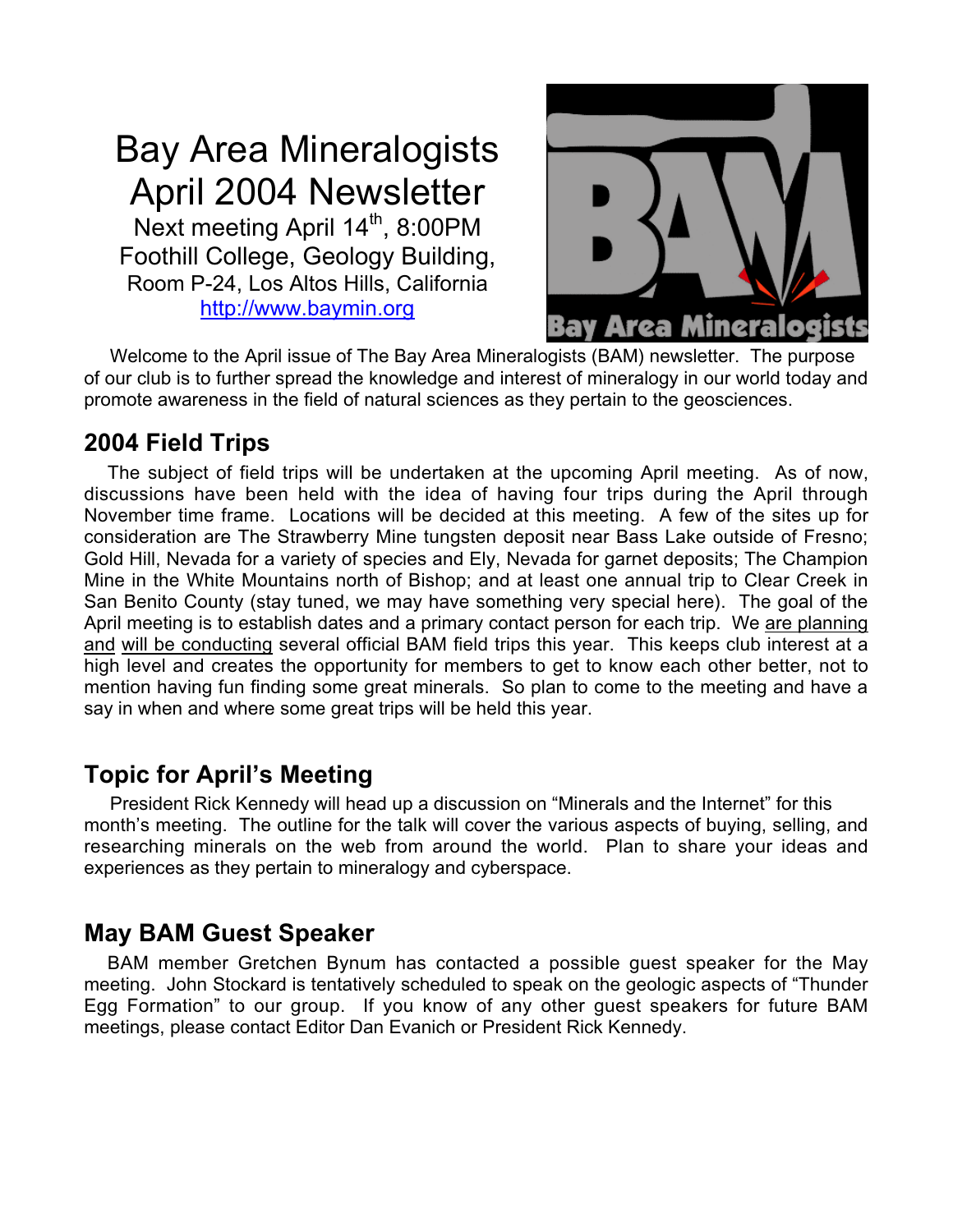# Bay Area Mineralogists April 2004 Newsletter

Next meeting April 14th, 8:00PM
Foothill College, Geology Building,
Room P-24, Los Altos Hills, California
http://www.baymin.org

Welcome to the April issue of The Bay Area Mineralogists (BAM) newsletter. The purpose of our club is to further spread the knowledge and interest of mineralogy in our world today and promote awareness in the field of natural sciences as they pertain to the geosciences.

## 2004 Field Trips

The subject of field trips will be undertaken at the upcoming April meeting. As of now, discussions have been held with the idea of having four trips during the April through November time frame. Locations will be decided at this meeting. A few of the sites up for consideration are The Strawberry Mine tungsten deposit near Bass Lake outside of Fresno; Gold Hill, Nevada for a variety of species and Ely, Nevada for garnet deposits; The Champion Mine in the White Mountains north of Bishop; and at least one annual trip to Clear Creek in San Benito County (stay tuned, we may have something very special here). The goal of the April meeting is to establish dates and a primary contact person for each trip. We are planning and will be conducting several official BAM field trips this year. This keeps club interest at a high level and creates the opportunity for members to get to know each other better, not to mention having fun finding some great minerals. So plan to come to the meeting and have a say in when and where some great trips will be held this year.

## Topic for April's Meeting

President Rick Kennedy will head up a discussion on "Minerals and the Internet" for this month's meeting. The outline for the talk will cover the various aspects of buying, selling, and researching minerals on the web from around the world. Plan to share your ideas and experiences as they pertain to mineralogy and cyberspace.

## May BAM Guest Speaker

BAM member Gretchen Bynum has contacted a possible guest speaker for the May meeting. John Stockard is tentatively scheduled to speak on the geologic aspects of "Thunder Egg Formation" to our group. If you know of any other guest speakers for future BAM meetings, please contact Editor Dan Evanich or President Rick Kennedy.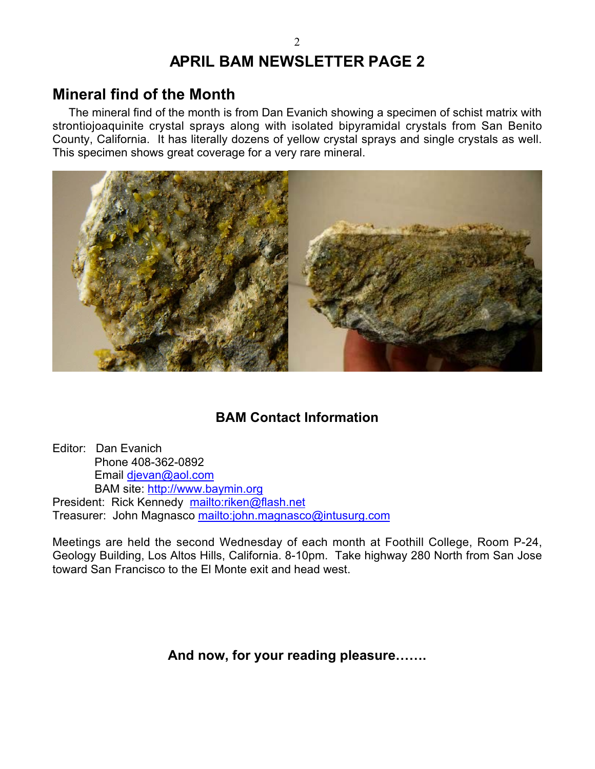# APRIL BAM NEWSLETTER PAGE 2

## Mineral find of the Month

The mineral find of the month is from Dan Evanich showing a specimen of schist matrix with strontiojoaquinite crystal sprays along with isolated bipyramidal crystals from San Benito County, California. It has literally dozens of yellow crystal sprays and single crystals as well. This specimen shows great coverage for a very rare mineral.

### BAM Contact Information

Editor: Dan Evanich
Phone 408-362-0892
Email djevan@aol.com
BAM site: http://www.baymin.org
President: Rick Kennedy mailto:riken@flash.net
Treasurer: John Magnasco mailto:john.magnasco@intusurg.com

Meetings are held the second Wednesday of each month at Foothill College, Room P-24, Geology Building, Los Altos Hills, California. 8-10pm. Take highway 280 North from San Jose toward San Francisco to the El Monte exit and head west.

**And now, for your reading pleasure…….**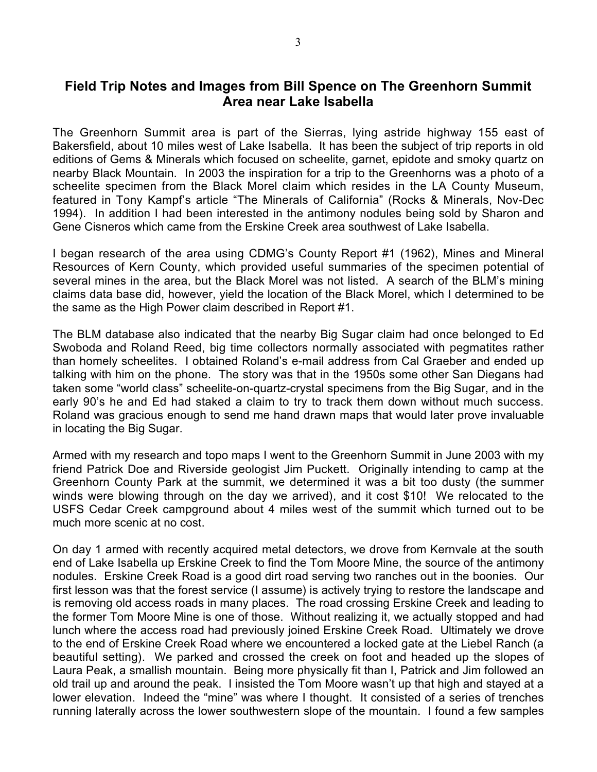## Field Trip Notes and Images from Bill Spence on The Greenhorn Summit Area near Lake Isabella

The Greenhorn Summit area is part of the Sierras, lying astride highway 155 east of Bakersfield, about 10 miles west of Lake Isabella. It has been the subject of trip reports in old editions of Gems & Minerals which focused on scheelite, garnet, epidote and smoky quartz on nearby Black Mountain. In 2003 the inspiration for a trip to the Greenhorns was a photo of a scheelite specimen from the Black Morel claim which resides in the LA County Museum, featured in Tony Kampf's article "The Minerals of California" (Rocks & Minerals, Nov-Dec 1994). In addition I had been interested in the antimony nodules being sold by Sharon and Gene Cisneros which came from the Erskine Creek area southwest of Lake Isabella.

I began research of the area using CDMG's County Report #1 (1962), Mines and Mineral Resources of Kern County, which provided useful summaries of the specimen potential of several mines in the area, but the Black Morel was not listed. A search of the BLM's mining claims data base did, however, yield the location of the Black Morel, which I determined to be the same as the High Power claim described in Report #1.

The BLM database also indicated that the nearby Big Sugar claim had once belonged to Ed Swoboda and Roland Reed, big time collectors normally associated with pegmatites rather than homely scheelites. I obtained Roland's e-mail address from Cal Graeber and ended up talking with him on the phone. The story was that in the 1950s some other San Diegans had taken some "world class" scheelite-on-quartz-crystal specimens from the Big Sugar, and in the early 90's he and Ed had staked a claim to try to track them down without much success. Roland was gracious enough to send me hand drawn maps that would later prove invaluable in locating the Big Sugar.

Armed with my research and topo maps I went to the Greenhorn Summit in June 2003 with my friend Patrick Doe and Riverside geologist Jim Puckett. Originally intending to camp at the Greenhorn County Park at the summit, we determined it was a bit too dusty (the summer winds were blowing through on the day we arrived), and it cost $10! We relocated to the USFS Cedar Creek campground about 4 miles west of the summit which turned out to be much more scenic at no cost.

On day 1 armed with recently acquired metal detectors, we drove from Kernvale at the south end of Lake Isabella up Erskine Creek to find the Tom Moore Mine, the source of the antimony nodules. Erskine Creek Road is a good dirt road serving two ranches out in the boonies. Our first lesson was that the forest service (I assume) is actively trying to restore the landscape and is removing old access roads in many places. The road crossing Erskine Creek and leading to the former Tom Moore Mine is one of those. Without realizing it, we actually stopped and had lunch where the access road had previously joined Erskine Creek Road. Ultimately we drove to the end of Erskine Creek Road where we encountered a locked gate at the Liebel Ranch (a beautiful setting). We parked and crossed the creek on foot and headed up the slopes of Laura Peak, a smallish mountain. Being more physically fit than I, Patrick and Jim followed an old trail up and around the peak. I insisted the Tom Moore wasn't up that high and stayed at a lower elevation. Indeed the "mine" was where I thought. It consisted of a series of trenches running laterally across the lower southwestern slope of the mountain. I found a few samples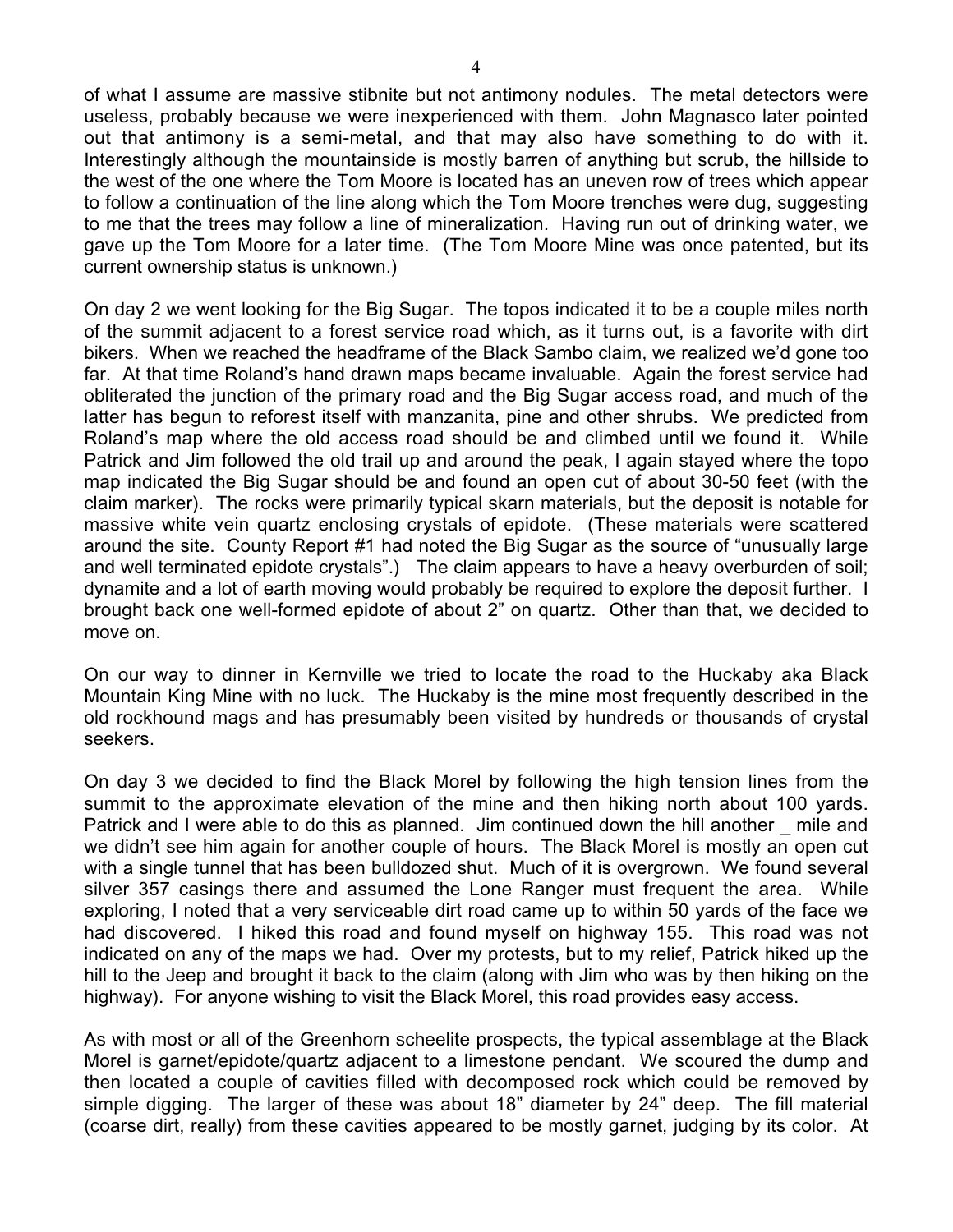of what I assume are massive stibnite but not antimony nodules. The metal detectors were useless, probably because we were inexperienced with them. John Magnasco later pointed out that antimony is a semi-metal, and that may also have something to do with it. Interestingly although the mountainside is mostly barren of anything but scrub, the hillside to the west of the one where the Tom Moore is located has an uneven row of trees which appear to follow a continuation of the line along which the Tom Moore trenches were dug, suggesting to me that the trees may follow a line of mineralization. Having run out of drinking water, we gave up the Tom Moore for a later time. (The Tom Moore Mine was once patented, but its current ownership status is unknown.)

On day 2 we went looking for the Big Sugar. The topos indicated it to be a couple miles north of the summit adjacent to a forest service road which, as it turns out, is a favorite with dirt bikers. When we reached the headframe of the Black Sambo claim, we realized we'd gone too far. At that time Roland's hand drawn maps became invaluable. Again the forest service had obliterated the junction of the primary road and the Big Sugar access road, and much of the latter has begun to reforest itself with manzanita, pine and other shrubs. We predicted from Roland's map where the old access road should be and climbed until we found it. While Patrick and Jim followed the old trail up and around the peak, I again stayed where the topo map indicated the Big Sugar should be and found an open cut of about 30-50 feet (with the claim marker). The rocks were primarily typical skarn materials, but the deposit is notable for massive white vein quartz enclosing crystals of epidote. (These materials were scattered around the site. County Report #1 had noted the Big Sugar as the source of "unusually large and well terminated epidote crystals".) The claim appears to have a heavy overburden of soil; dynamite and a lot of earth moving would probably be required to explore the deposit further. I brought back one well-formed epidote of about 2" on quartz. Other than that, we decided to move on.

On our way to dinner in Kernville we tried to locate the road to the Huckaby aka Black Mountain King Mine with no luck. The Huckaby is the mine most frequently described in the old rockhound mags and has presumably been visited by hundreds or thousands of crystal seekers.

On day 3 we decided to find the Black Morel by following the high tension lines from the summit to the approximate elevation of the mine and then hiking north about 100 yards. Patrick and I were able to do this as planned. Jim continued down the hill another _ mile and we didn't see him again for another couple of hours. The Black Morel is mostly an open cut with a single tunnel that has been bulldozed shut. Much of it is overgrown. We found several silver 357 casings there and assumed the Lone Ranger must frequent the area. While exploring, I noted that a very serviceable dirt road came up to within 50 yards of the face we had discovered. I hiked this road and found myself on highway 155. This road was not indicated on any of the maps we had. Over my protests, but to my relief, Patrick hiked up the hill to the Jeep and brought it back to the claim (along with Jim who was by then hiking on the highway). For anyone wishing to visit the Black Morel, this road provides easy access.

As with most or all of the Greenhorn scheelite prospects, the typical assemblage at the Black Morel is garnet/epidote/quartz adjacent to a limestone pendant. We scoured the dump and then located a couple of cavities filled with decomposed rock which could be removed by simple digging. The larger of these was about 18" diameter by 24" deep. The fill material (coarse dirt, really) from these cavities appeared to be mostly garnet, judging by its color. At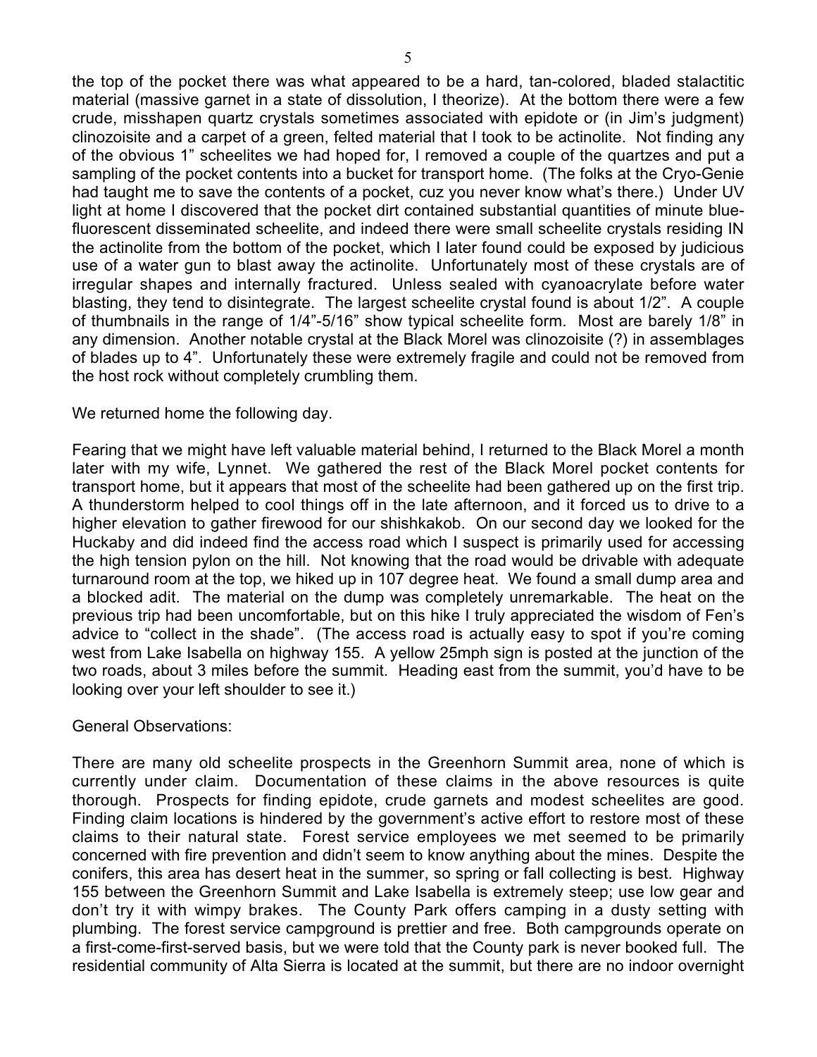the top of the pocket there was what appeared to be a hard, tan-colored, bladed stalactitic material (massive garnet in a state of dissolution, I theorize). At the bottom there were a few crude, misshapen quartz crystals sometimes associated with epidote or (in Jim's judgment) clinozoisite and a carpet of a green, felted material that I took to be actinolite. Not finding any of the obvious 1" scheelites we had hoped for, I removed a couple of the quartzes and put a sampling of the pocket contents into a bucket for transport home. (The folks at the Cryo-Genie had taught me to save the contents of a pocket, cuz you never know what's there.) Under UV light at home I discovered that the pocket dirt contained substantial quantities of minute blue-fluorescent disseminated scheelite, and indeed there were small scheelite crystals residing IN the actinolite from the bottom of the pocket, which I later found could be exposed by judicious use of a water gun to blast away the actinolite. Unfortunately most of these crystals are of irregular shapes and internally fractured. Unless sealed with cyanoacrylate before water blasting, they tend to disintegrate. The largest scheelite crystal found is about 1/2". A couple of thumbnails in the range of 1/4"-5/16" show typical scheelite form. Most are barely 1/8" in any dimension. Another notable crystal at the Black Morel was clinozoisite (?) in assemblages of blades up to 4". Unfortunately these were extremely fragile and could not be removed from the host rock without completely crumbling them.

We returned home the following day.

Fearing that we might have left valuable material behind, I returned to the Black Morel a month later with my wife, Lynnet. We gathered the rest of the Black Morel pocket contents for transport home, but it appears that most of the scheelite had been gathered up on the first trip. A thunderstorm helped to cool things off in the late afternoon, and it forced us to drive to a higher elevation to gather firewood for our shishkakob. On our second day we looked for the Huckaby and did indeed find the access road which I suspect is primarily used for accessing the high tension pylon on the hill. Not knowing that the road would be drivable with adequate turnaround room at the top, we hiked up in 107 degree heat. We found a small dump area and a blocked adit. The material on the dump was completely unremarkable. The heat on the previous trip had been uncomfortable, but on this hike I truly appreciated the wisdom of Fen's advice to "collect in the shade". (The access road is actually easy to spot if you're coming west from Lake Isabella on highway 155. A yellow 25mph sign is posted at the junction of the two roads, about 3 miles before the summit. Heading east from the summit, you'd have to be looking over your left shoulder to see it.)

General Observations:

There are many old scheelite prospects in the Greenhorn Summit area, none of which is currently under claim. Documentation of these claims in the above resources is quite thorough. Prospects for finding epidote, crude garnets and modest scheelites are good. Finding claim locations is hindered by the government's active effort to restore most of these claims to their natural state. Forest service employees we met seemed to be primarily concerned with fire prevention and didn't seem to know anything about the mines. Despite the conifers, this area has desert heat in the summer, so spring or fall collecting is best. Highway 155 between the Greenhorn Summit and Lake Isabella is extremely steep; use low gear and don't try it with wimpy brakes. The County Park offers camping in a dusty setting with plumbing. The forest service campground is prettier and free. Both campgrounds operate on a first-come-first-served basis, but we were told that the County park is never booked full. The residential community of Alta Sierra is located at the summit, but there are no indoor overnight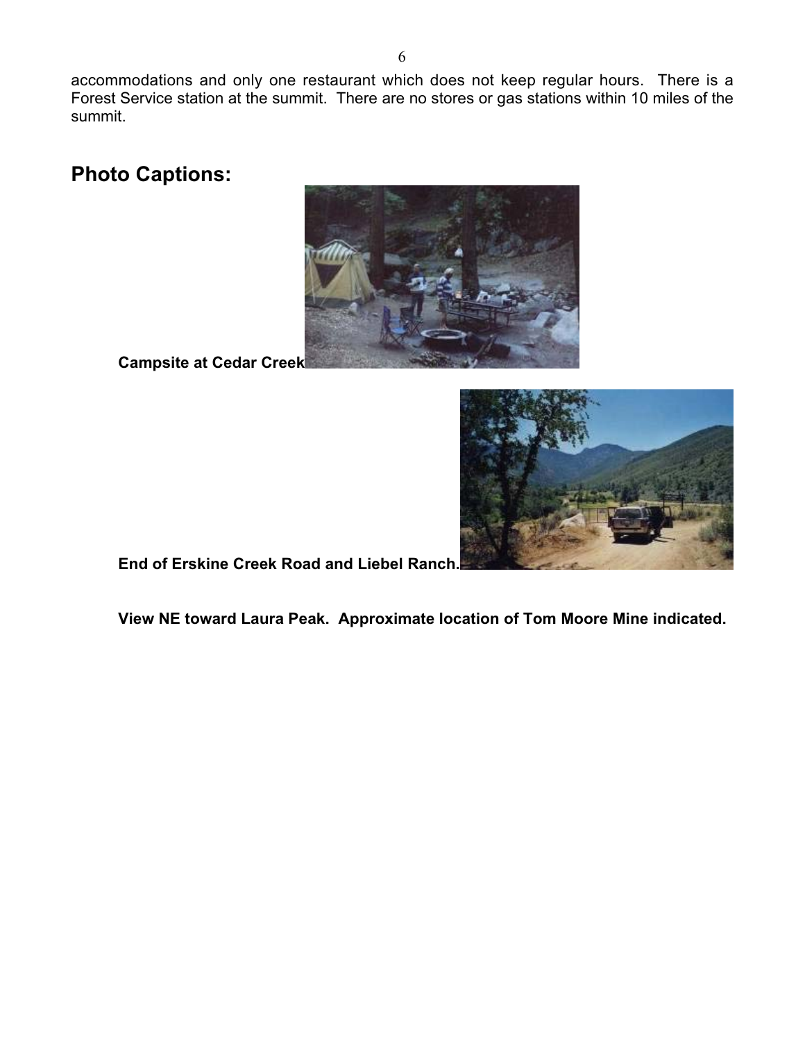accommodations and only one restaurant which does not keep regular hours. There is a Forest Service station at the summit. There are no stores or gas stations within 10 miles of the summit.

## Photo Captions:

**Campsite at Cedar Creek**

**End of Erskine Creek Road and Liebel Ranch.**

**View NE toward Laura Peak. Approximate location of Tom Moore Mine indicated.**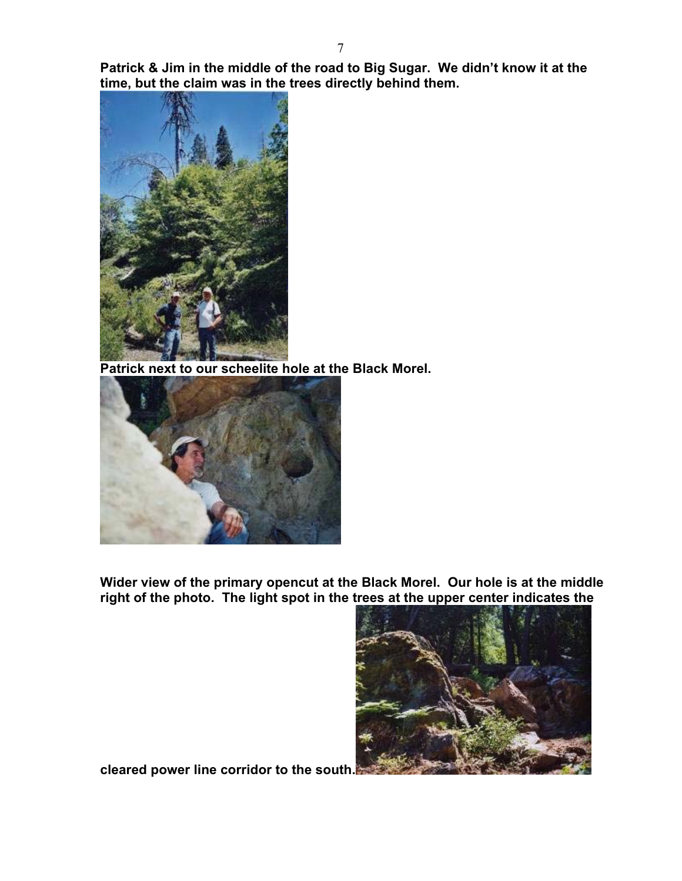**Patrick & Jim in the middle of the road to Big Sugar. We didn't know it at the time, but the claim was in the trees directly behind them.**

**Patrick next to our scheelite hole at the Black Morel.**

**Wider view of the primary opencut at the Black Morel. Our hole is at the middle right of the photo. The light spot in the trees at the upper center indicates the cleared power line corridor to the south.**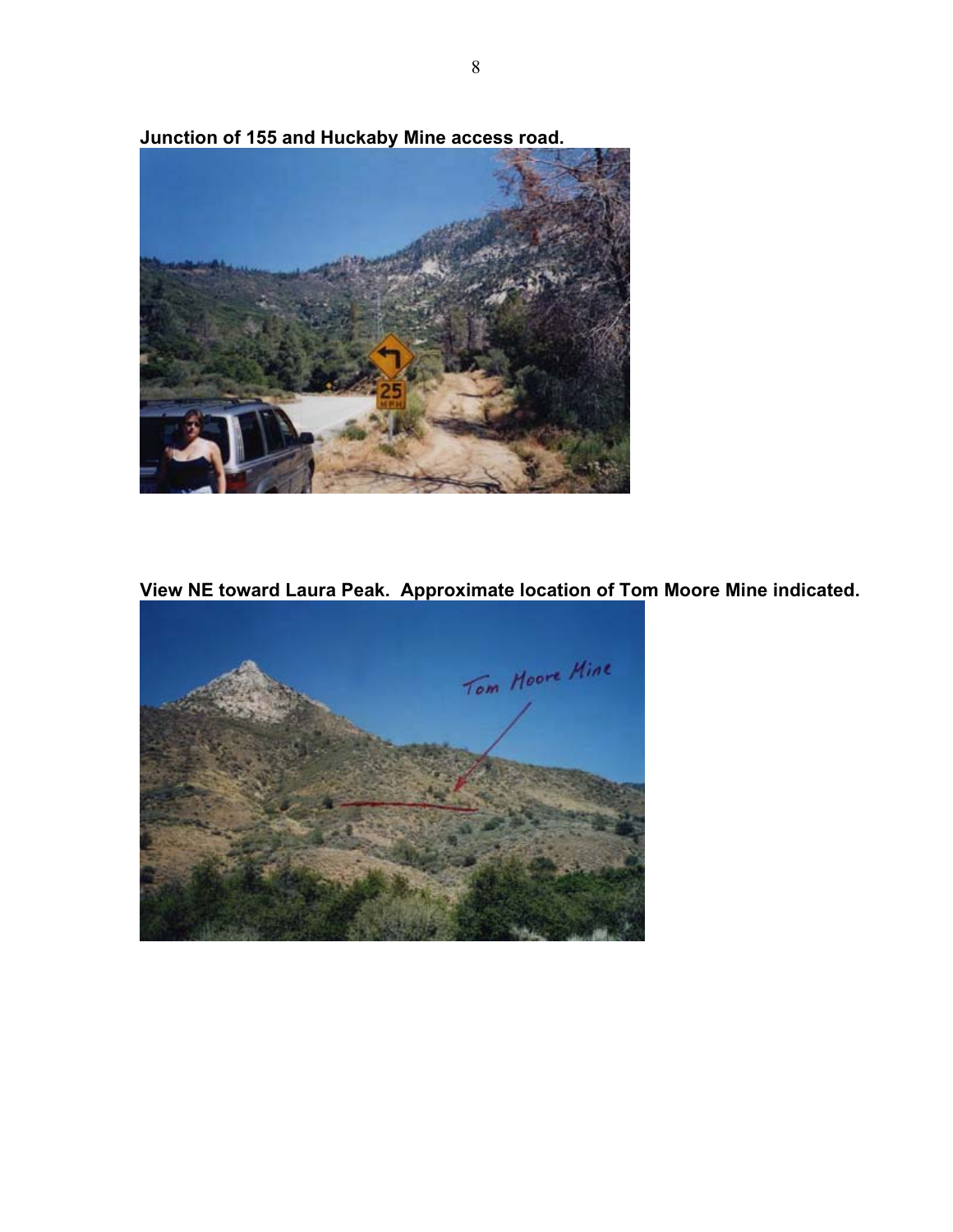**Junction of 155 and Huckaby Mine access road.**

**View NE toward Laura Peak. Approximate location of Tom Moore Mine indicated.**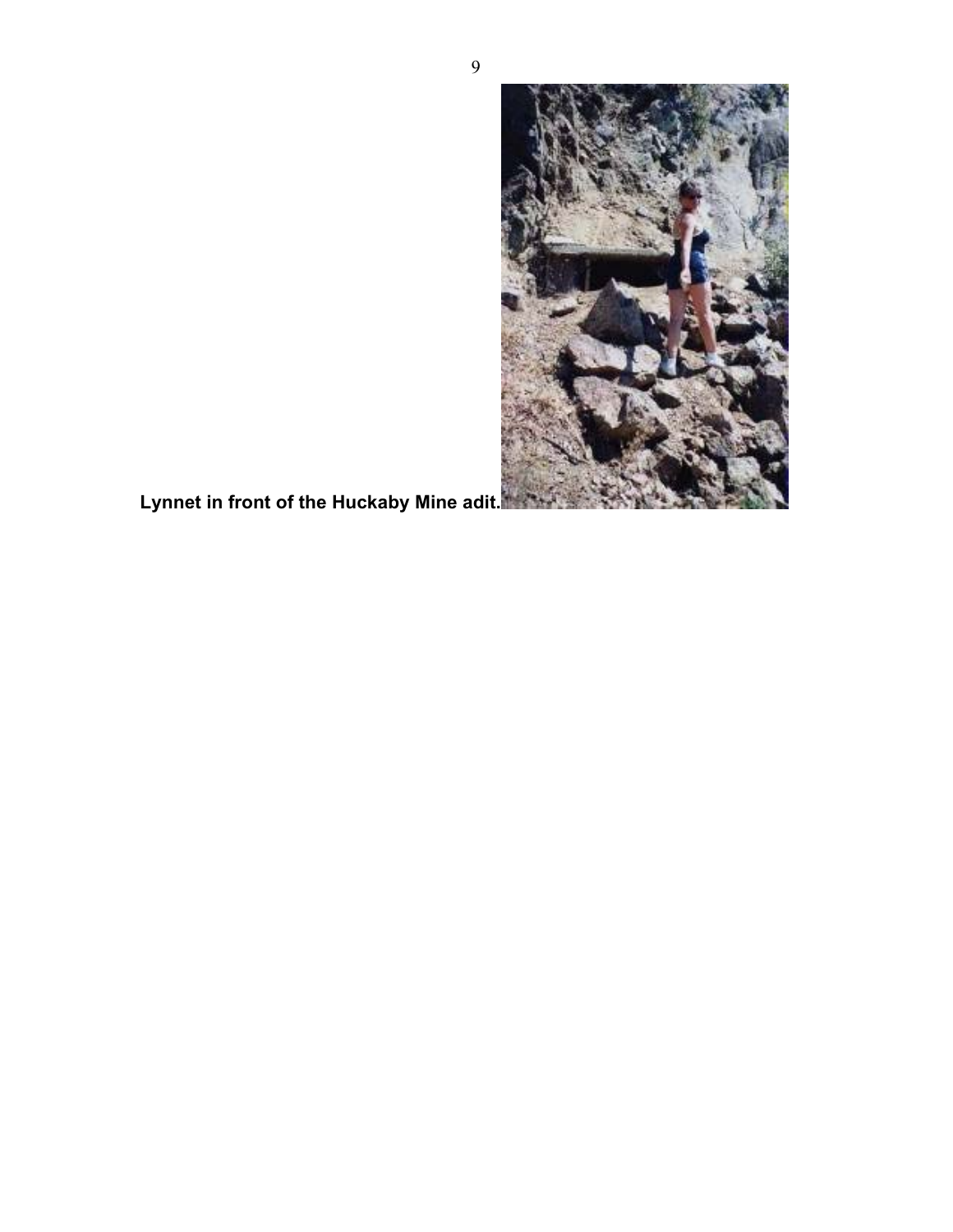**Lynnet in front of the Huckaby Mine adit.**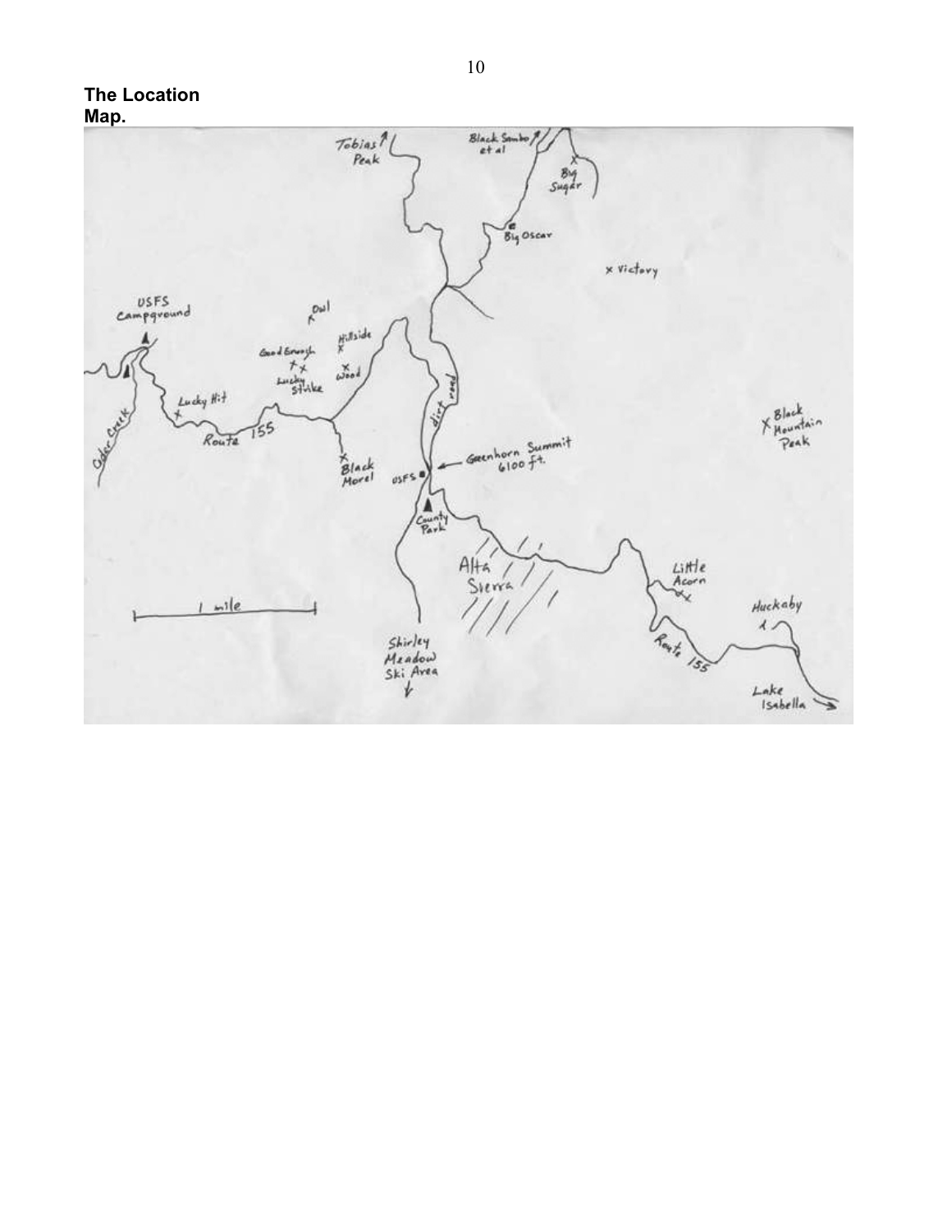**The Location Map.**

Tobias Peak

Black Sambo et al

Big Sugar

Big Oscar

Victory

USFS Campground

Owl

Hillside

Good Enough

Lucky Strike

Wood

Lucky Hit

Route 155

Black Morel

Cedar Creek

dirt road

Greenhorn Summit 6100 ft.

USFS

County Park

Black Mountain Peak

Alta Sierra

Little Acorn

Huckaby

1 mile

Shirley Meadow Ski Area

Route 155

Lake Isabella